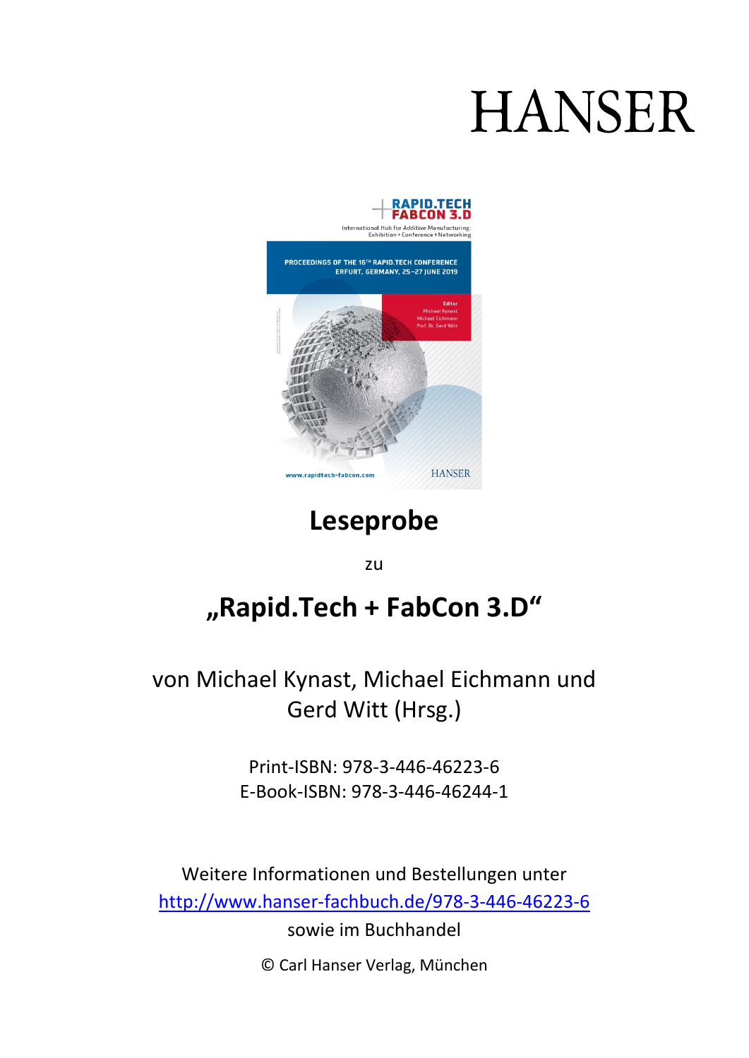HANSER

# Leseprobe

zu

## „Rapid.Tech + FabCon 3.D“

von Michael Kynast, Michael Eichmann und Gerd Witt (Hrsg.)

Print-ISBN: 978-3-446-46223-6
E-Book-ISBN: 978-3-446-46244-1

Weitere Informationen und Bestellungen unter
http://www.hanser-fachbuch.de/978-3-446-46223-6
sowie im Buchhandel

© Carl Hanser Verlag, München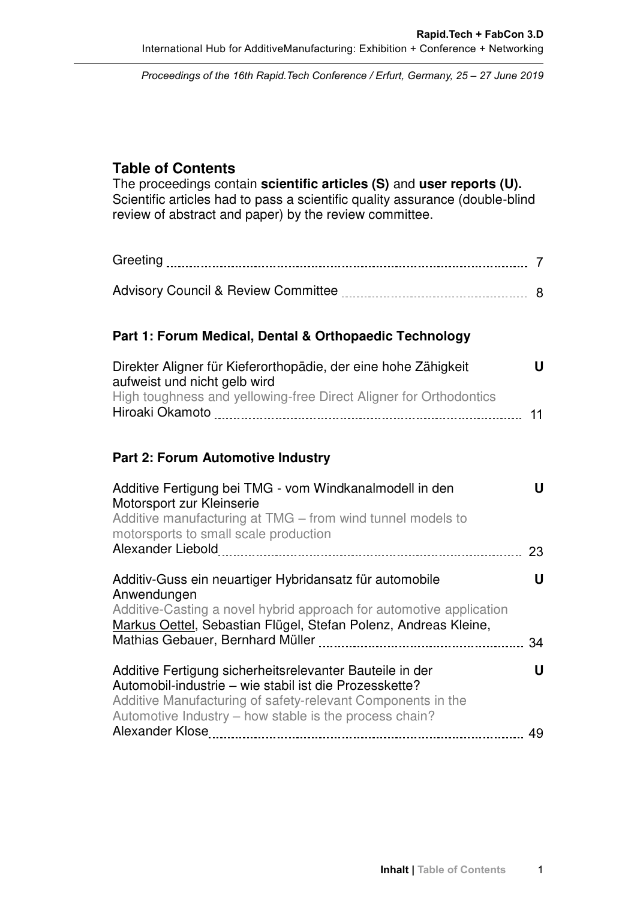## Table of Contents

The proceedings contain **scientific articles (S)** and **user reports (U).** Scientific articles had to pass a scientific quality assurance (double-blind review of abstract and paper) by the review committee.

Greeting ........ 7

Advisory Council & Review Committee ........ 8

### Part 1: Forum Medical, Dental & Orthopaedic Technology

Direkter Aligner für Kieferorthopädie, der eine hohe Zähigkeit aufweist und nicht gelb wird **U**
High toughness and yellowing-free Direct Aligner for Orthodontics
Hiroaki Okamoto ........ 11

### Part 2: Forum Automotive Industry

Additive Fertigung bei TMG - vom Windkanalmodell in den Motorsport zur Kleinserie **U**
Additive manufacturing at TMG – from wind tunnel models to motorsports to small scale production
Alexander Liebold ........ 23

Additiv-Guss ein neuartiger Hybridansatz für automobile Anwendungen **U**
Additive-Casting a novel hybrid approach for automotive application
Markus Oettel, Sebastian Flügel, Stefan Polenz, Andreas Kleine, Mathias Gebauer, Bernhard Müller ........ 34

Additive Fertigung sicherheitsrelevanter Bauteile in der Automobil-industrie – wie stabil ist die Prozesskette? **U**
Additive Manufacturing of safety-relevant Components in the Automotive Industry – how stable is the process chain?
Alexander Klose ........ 49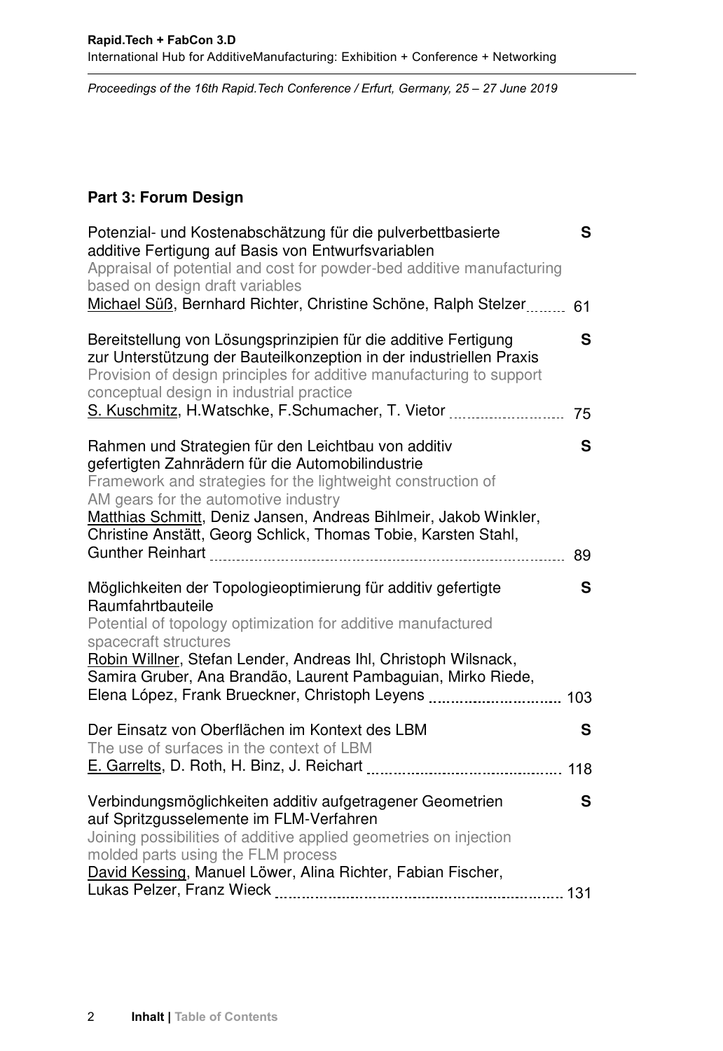## Part 3: Forum Design

Potenzial- und Kostenabschätzung für die pulverbettbasierte additive Fertigung auf Basis von Entwurfsvariablen **S**
Appraisal of potential and cost for powder-bed additive manufacturing based on design draft variables
Michael Süß, Bernhard Richter, Christine Schöne, Ralph Stelzer ........ 61

Bereitstellung von Lösungsprinzipien für die additive Fertigung zur Unterstützung der Bauteilkonzeption in der industriellen Praxis **S**
Provision of design principles for additive manufacturing to support conceptual design in industrial practice
S. Kuschmitz, H.Watschke, F.Schumacher, T. Vietor ........................ 75

Rahmen und Strategien für den Leichtbau von additiv gefertigten Zahnrädern für die Automobilindustrie **S**
Framework and strategies for the lightweight construction of AM gears for the automotive industry
Matthias Schmitt, Deniz Jansen, Andreas Bihlmeir, Jakob Winkler, Christine Anstätt, Georg Schlick, Thomas Tobie, Karsten Stahl, Gunther Reinhart ........................................................................ 89

Möglichkeiten der Topologieoptimierung für additiv gefertigte Raumfahrtbauteile **S**
Potential of topology optimization for additive manufactured spacecraft structures
Robin Willner, Stefan Lender, Andreas Ihl, Christoph Wilsnack, Samira Gruber, Ana Brandão, Laurent Pambaguian, Mirko Riede, Elena López, Frank Brueckner, Christoph Leyens ............................ 103

Der Einsatz von Oberflächen im Kontext des LBM **S**
The use of surfaces in the context of LBM
E. Garrelts, D. Roth, H. Binz, J. Reichart ........................................... 118

Verbindungsmöglichkeiten additiv aufgetragener Geometrien auf Spritzgusselemente im FLM-Verfahren **S**
Joining possibilities of additive applied geometries on injection molded parts using the FLM process
David Kessing, Manuel Löwer, Alina Richter, Fabian Fischer, Lukas Pelzer, Franz Wieck ................................................................. 131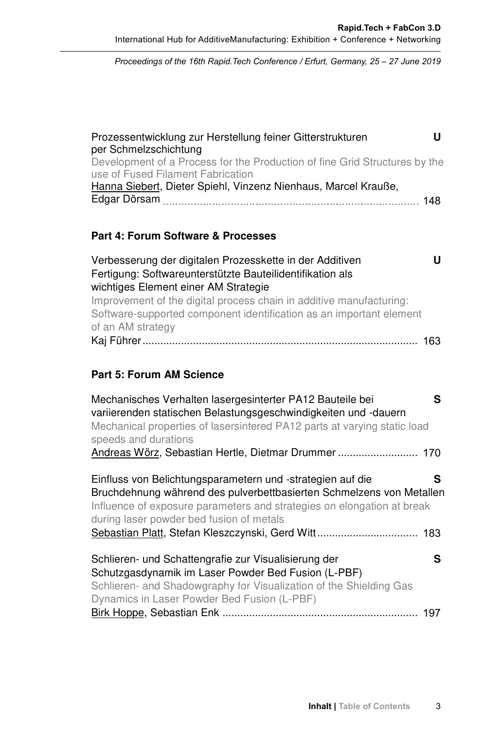Prozessentwicklung zur Herstellung feiner Gitterstrukturen per Schmelzschichtung **U**
Development of a Process for the Production of fine Grid Structures by the use of Fused Filament Fabrication
Hanna Siebert, Dieter Spiehl, Vinzenz Nienhaus, Marcel Krauße, Edgar Dörsam ........ 148

## Part 4: Forum Software & Processes

Verbesserung der digitalen Prozesskette in der Additiven Fertigung: Softwareunterstützte Bauteilidentifikation als wichtiges Element einer AM Strategie **U**
Improvement of the digital process chain in additive manufacturing: Software-supported component identification as an important element of an AM strategy
Kaj Führer ........ 163

## Part 5: Forum AM Science

Mechanisches Verhalten lasergesinterter PA12 Bauteile bei variierenden statischen Belastungsgeschwindigkeiten und -dauern **S**
Mechanical properties of lasersintered PA12 parts at varying static load speeds and durations
Andreas Wörz, Sebastian Hertle, Dietmar Drummer ........ 170

Einfluss von Belichtungsparametern und -strategien auf die Bruchdehnung während des pulverbettbasierten Schmelzens von Metallen **S**
Influence of exposure parameters and strategies on elongation at break during laser powder bed fusion of metals
Sebastian Platt, Stefan Kleszczynski, Gerd Witt ........ 183

Schlieren- und Schattengrafie zur Visualisierung der Schutzgasdynamik im Laser Powder Bed Fusion (L-PBF) **S**
Schlieren- and Shadowgraphy for Visualization of the Shielding Gas Dynamics in Laser Powder Bed Fusion (L-PBF)
Birk Hoppe, Sebastian Enk ........ 197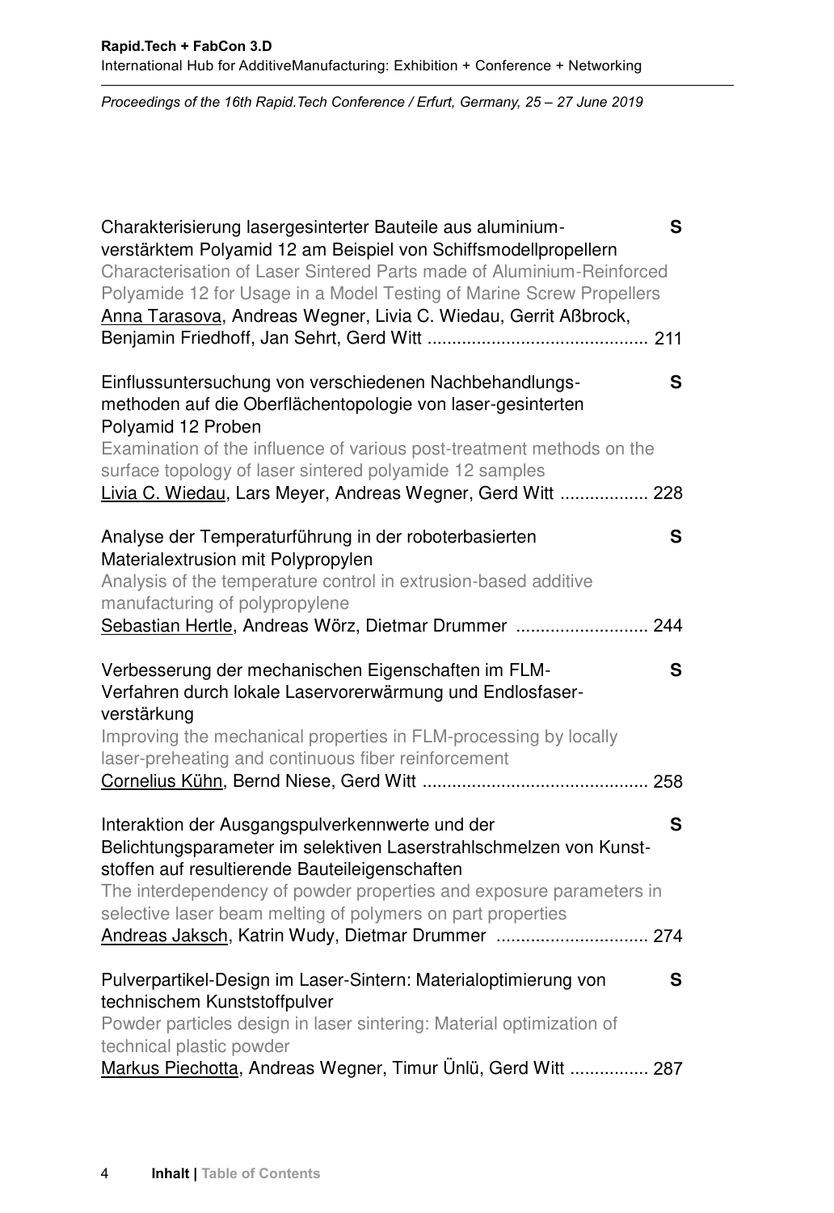Charakterisierung lasergesinterter Bauteile aus aluminium-verstärktem Polyamid 12 am Beispiel von Schiffsmodellpropellern **S**
Characterisation of Laser Sintered Parts made of Aluminium-Reinforced Polyamide 12 for Usage in a Model Testing of Marine Screw Propellers
Anna Tarasova, Andreas Wegner, Livia C. Wiedau, Gerrit Aßbrock, Benjamin Friedhoff, Jan Sehrt, Gerd Witt ............................................ 211

Einflussuntersuchung von verschiedenen Nachbehandlungs-methoden auf die Oberflächentopologie von laser-gesinterten Polyamid 12 Proben **S**
Examination of the influence of various post-treatment methods on the surface topology of laser sintered polyamide 12 samples
Livia C. Wiedau, Lars Meyer, Andreas Wegner, Gerd Witt .................. 228

Analyse der Temperaturführung in der roboterbasierten Materialextrusion mit Polypropylen **S**
Analysis of the temperature control in extrusion-based additive manufacturing of polypropylene
Sebastian Hertle, Andreas Wörz, Dietmar Drummer ........................... 244

Verbesserung der mechanischen Eigenschaften im FLM-Verfahren durch lokale Laservorerwärmung und Endlosfaser-verstärkung **S**
Improving the mechanical properties in FLM-processing by locally laser-preheating and continuous fiber reinforcement
Cornelius Kühn, Bernd Niese, Gerd Witt ............................................. 258

Interaktion der Ausgangspulverkennwerte und der Belichtungsparameter im selektiven Laserstrahlschmelzen von Kunst-stoffen auf resultierende Bauteileigenschaften **S**
The interdependency of powder properties and exposure parameters in selective laser beam melting of polymers on part properties
Andreas Jaksch, Katrin Wudy, Dietmar Drummer ............................... 274

Pulverpartikel-Design im Laser-Sintern: Materialoptimierung von technischem Kunststoffpulver **S**
Powder particles design in laser sintering: Material optimization of technical plastic powder
Markus Piechotta, Andreas Wegner, Timur Ünlü, Gerd Witt ................ 287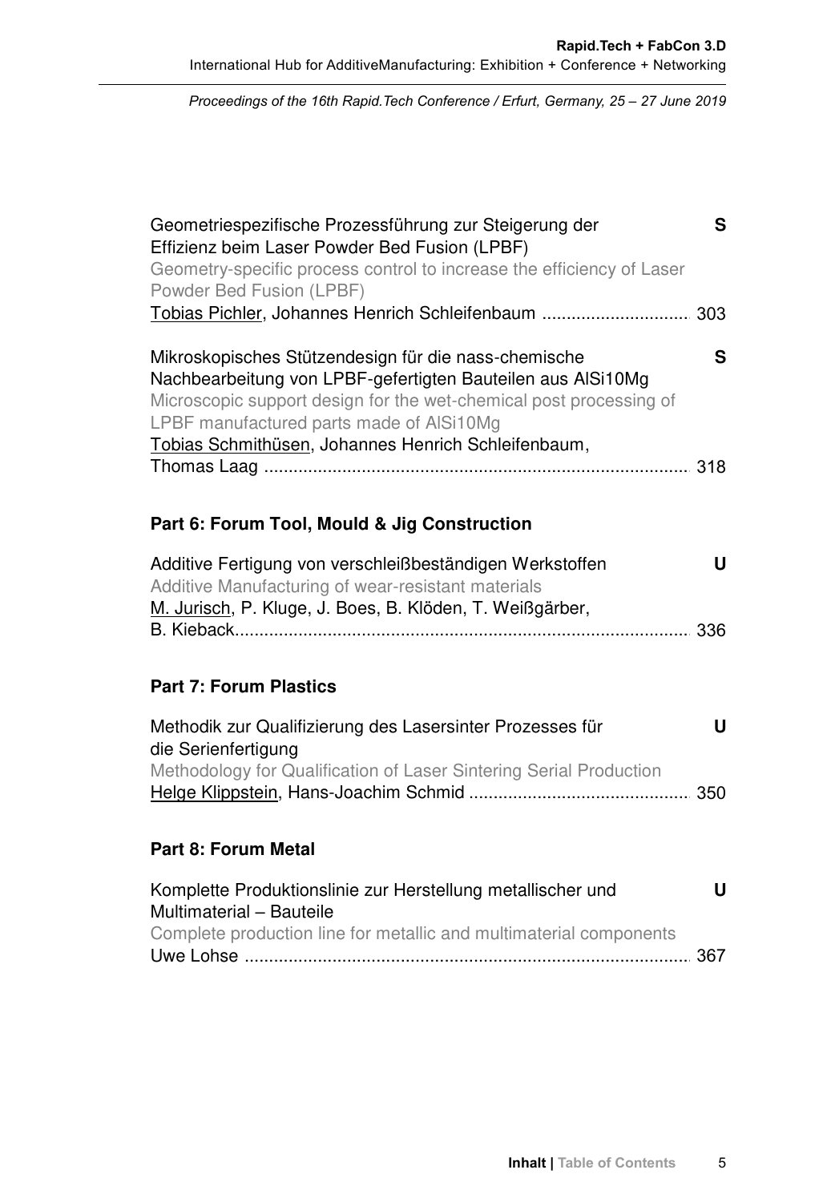Geometriespezifische Prozessführung zur Steigerung der Effizienz beim Laser Powder Bed Fusion (LPBF) **S**
Geometry-specific process control to increase the efficiency of Laser Powder Bed Fusion (LPBF)
Tobias Pichler, Johannes Henrich Schleifenbaum .............................. 303

Mikroskopisches Stützendesign für die nass-chemische Nachbearbeitung von LPBF-gefertigten Bauteilen aus AlSi10Mg **S**
Microscopic support design for the wet-chemical post processing of LPBF manufactured parts made of AlSi10Mg
Tobias Schmithüsen, Johannes Henrich Schleifenbaum, Thomas Laag ....................................................................................... 318

## Part 6: Forum Tool, Mould & Jig Construction

Additive Fertigung von verschleißbeständigen Werkstoffen **U**
Additive Manufacturing of wear-resistant materials
M. Jurisch, P. Kluge, J. Boes, B. Klöden, T. Weißgärber, B. Kieback............................................................................................ 336

## Part 7: Forum Plastics

Methodik zur Qualifizierung des Lasersinter Prozesses für die Serienfertigung **U**
Methodology for Qualification of Laser Sintering Serial Production
Helge Klippstein, Hans-Joachim Schmid ............................................ 350

## Part 8: Forum Metal

Komplette Produktionslinie zur Herstellung metallischer und Multimaterial – Bauteile **U**
Complete production line for metallic and multimaterial components
Uwe Lohse ........................................................................................... 367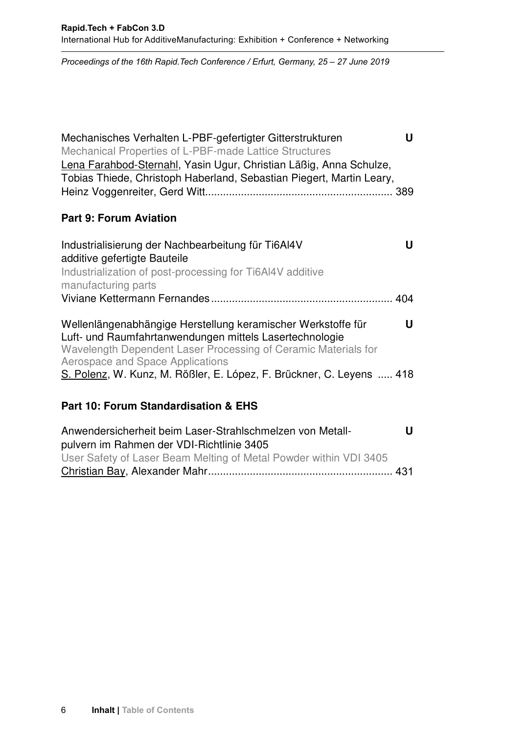Mechanisches Verhalten L-PBF-gefertigter Gitterstrukturen **U**
Mechanical Properties of L-PBF-made Lattice Structures
<u>Lena Farahbod-Sternahl</u>, Yasin Ugur, Christian Läßig, Anna Schulze, Tobias Thiede, Christoph Haberland, Sebastian Piegert, Martin Leary, Heinz Voggenreiter, Gerd Witt............................................................... 389

## Part 9: Forum Aviation

Industrialisierung der Nachbearbeitung für Ti6Al4V additive gefertigte Bauteile **U**
Industrialization of post-processing for Ti6Al4V additive manufacturing parts
Viviane Kettermann Fernandes............................................................ 404

Wellenlängenabhängige Herstellung keramischer Werkstoffe für Luft- und Raumfahrtanwendungen mittels Lasertechnologie **U**
Wavelength Dependent Laser Processing of Ceramic Materials for Aerospace and Space Applications
<u>S. Polenz</u>, W. Kunz, M. Rößler, E. López, F. Brückner, C. Leyens ..... 418

## Part 10: Forum Standardisation & EHS

Anwendersicherheit beim Laser-Strahlschmelzen von Metall-pulvern im Rahmen der VDI-Richtlinie 3405 **U**
User Safety of Laser Beam Melting of Metal Powder within VDI 3405
<u>Christian Bay</u>, Alexander Mahr............................................................. 431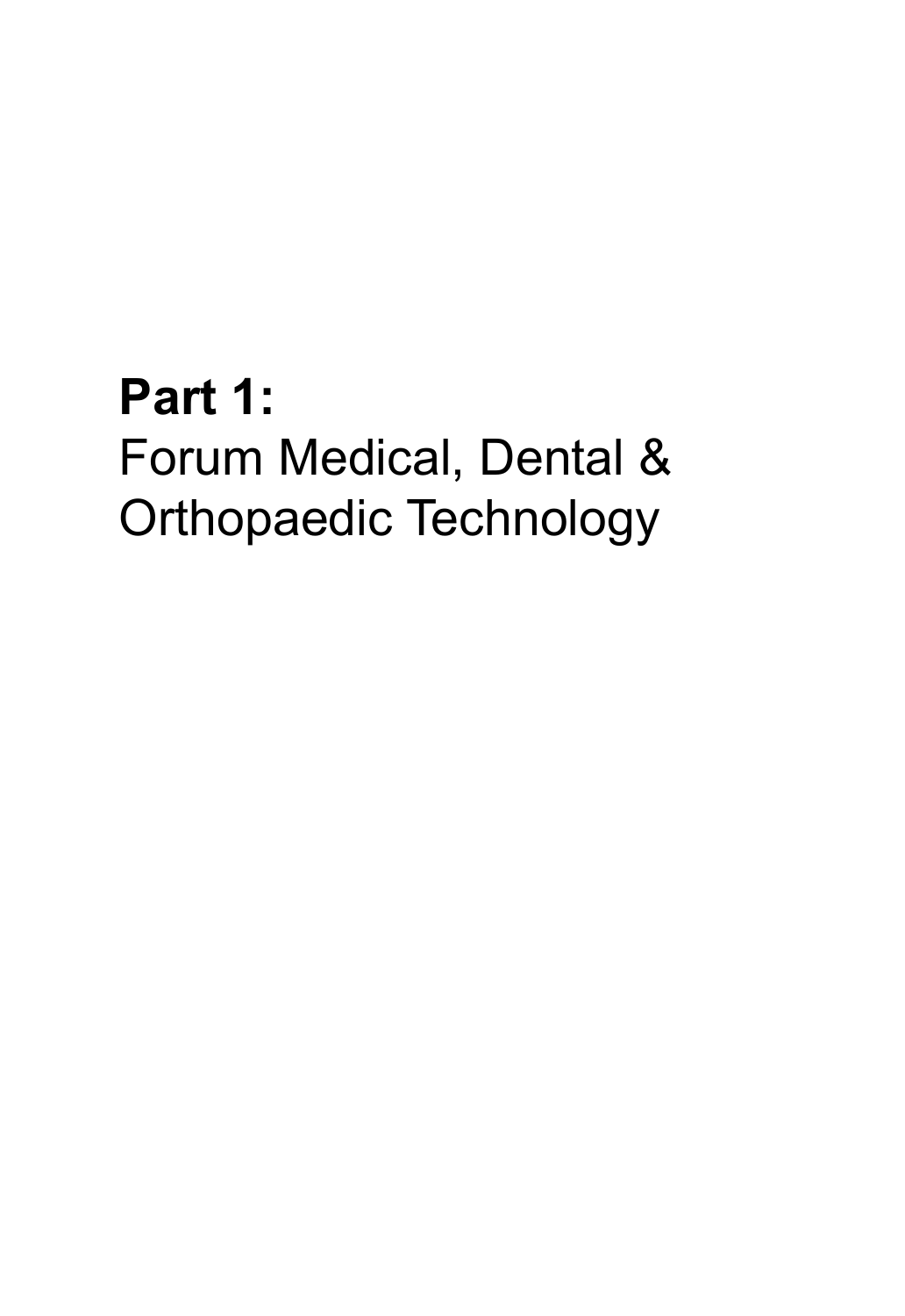# **Part 1:** Forum Medical, Dental & Orthopaedic Technology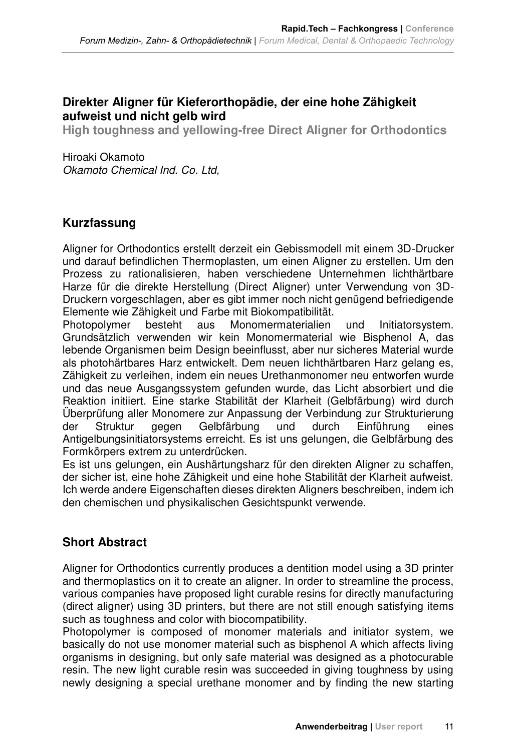## Direkter Aligner für Kieferorthopädie, der eine hohe Zähigkeit aufweist und nicht gelb wird

**High toughness and yellowing-free Direct Aligner for Orthodontics**

Hiroaki Okamoto
*Okamoto Chemical Ind. Co. Ltd,*

### Kurzfassung

Aligner for Orthodontics erstellt derzeit ein Gebissmodell mit einem 3D-Drucker und darauf befindlichen Thermoplasten, um einen Aligner zu erstellen. Um den Prozess zu rationalisieren, haben verschiedene Unternehmen lichthärtbare Harze für die direkte Herstellung (Direct Aligner) unter Verwendung von 3D-Druckern vorgeschlagen, aber es gibt immer noch nicht genügend befriedigende Elemente wie Zähigkeit und Farbe mit Biokompatibilität.
Photopolymer besteht aus Monomermaterialien und Initiatorsystem. Grundsätzlich verwenden wir kein Monomermaterial wie Bisphenol A, das lebende Organismen beim Design beeinflusst, aber nur sicheres Material wurde als photohärtbares Harz entwickelt. Dem neuen lichthärtbaren Harz gelang es, Zähigkeit zu verleihen, indem ein neues Urethanmonomer neu entworfen wurde und das neue Ausgangssystem gefunden wurde, das Licht absorbiert und die Reaktion initiiert. Eine starke Stabilität der Klarheit (Gelbfärbung) wird durch Überprüfung aller Monomere zur Anpassung der Verbindung zur Strukturierung der Struktur gegen Gelbfärbung und durch Einführung eines Antigelbungsinitiatorsystems erreicht. Es ist uns gelungen, die Gelbfärbung des Formkörpers extrem zu unterdrücken.
Es ist uns gelungen, ein Aushärtungsharz für den direkten Aligner zu schaffen, der sicher ist, eine hohe Zähigkeit und eine hohe Stabilität der Klarheit aufweist. Ich werde andere Eigenschaften dieses direkten Aligners beschreiben, indem ich den chemischen und physikalischen Gesichtspunkt verwende.

### Short Abstract

Aligner for Orthodontics currently produces a dentition model using a 3D printer and thermoplastics on it to create an aligner. In order to streamline the process, various companies have proposed light curable resins for directly manufacturing (direct aligner) using 3D printers, but there are not still enough satisfying items such as toughness and color with biocompatibility.
Photopolymer is composed of monomer materials and initiator system, we basically do not use monomer material such as bisphenol A which affects living organisms in designing, but only safe material was designed as a photocurable resin. The new light curable resin was succeeded in giving toughness by using newly designing a special urethane monomer and by finding the new starting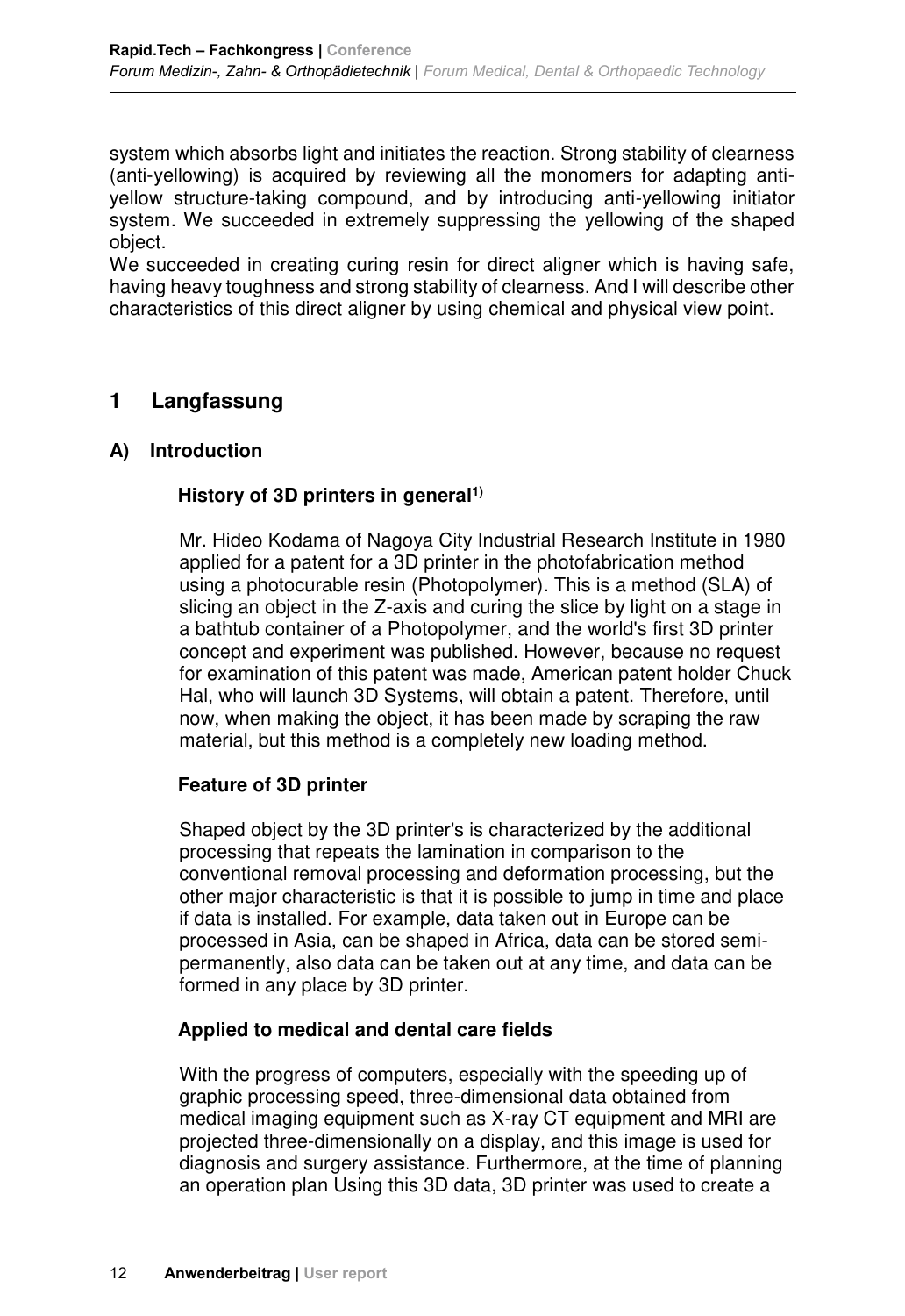system which absorbs light and initiates the reaction. Strong stability of clearness (anti-yellowing) is acquired by reviewing all the monomers for adapting anti-yellow structure-taking compound, and by introducing anti-yellowing initiator system. We succeeded in extremely suppressing the yellowing of the shaped object.

We succeeded in creating curing resin for direct aligner which is having safe, having heavy toughness and strong stability of clearness. And I will describe other characteristics of this direct aligner by using chemical and physical view point.

# 1 Langfassung

## A) Introduction

### History of 3D printers in general[1)]

Mr. Hideo Kodama of Nagoya City Industrial Research Institute in 1980 applied for a patent for a 3D printer in the photofabrication method using a photocurable resin (Photopolymer). This is a method (SLA) of slicing an object in the Z-axis and curing the slice by light on a stage in a bathtub container of a Photopolymer, and the world's first 3D printer concept and experiment was published. However, because no request for examination of this patent was made, American patent holder Chuck Hal, who will launch 3D Systems, will obtain a patent. Therefore, until now, when making the object, it has been made by scraping the raw material, but this method is a completely new loading method.

### Feature of 3D printer

Shaped object by the 3D printer's is characterized by the additional processing that repeats the lamination in comparison to the conventional removal processing and deformation processing, but the other major characteristic is that it is possible to jump in time and place if data is installed. For example, data taken out in Europe can be processed in Asia, can be shaped in Africa, data can be stored semi-permanently, also data can be taken out at any time, and data can be formed in any place by 3D printer.

### Applied to medical and dental care fields

With the progress of computers, especially with the speeding up of graphic processing speed, three-dimensional data obtained from medical imaging equipment such as X-ray CT equipment and MRI are projected three-dimensionally on a display, and this image is used for diagnosis and surgery assistance. Furthermore, at the time of planning an operation plan Using this 3D data, 3D printer was used to create a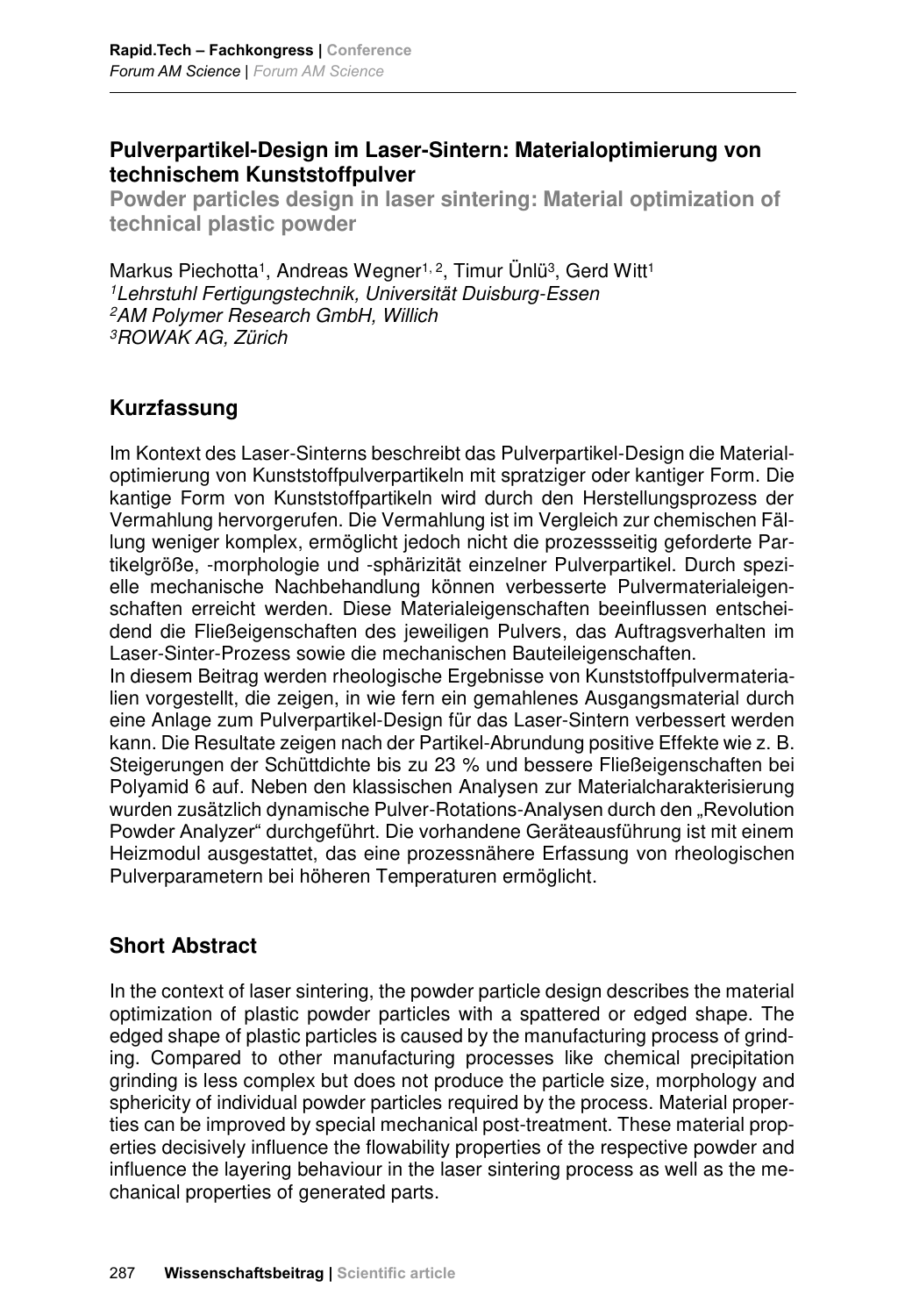## Pulverpartikel-Design im Laser-Sintern: Materialoptimierung von technischem Kunststoffpulver

**Powder particles design in laser sintering: Material optimization of technical plastic powder**

Markus Piechotta[1], Andreas Wegner[1, 2], Timur Ünlü[3], Gerd Witt[1]

[1] *Lehrstuhl Fertigungstechnik, Universität Duisburg-Essen*

[2] *AM Polymer Research GmbH, Willich*

[3] *ROWAK AG, Zürich*

### Kurzfassung

Im Kontext des Laser-Sinterns beschreibt das Pulverpartikel-Design die Materialoptimierung von Kunststoffpulverpartikeln mit spratziger oder kantiger Form. Die kantige Form von Kunststoffpartikeln wird durch den Herstellungsprozess der Vermahlung hervorgerufen. Die Vermahlung ist im Vergleich zur chemischen Fällung weniger komplex, ermöglicht jedoch nicht die prozessseitig geforderte Partikelgröße, -morphologie und -sphärizität einzelner Pulverpartikel. Durch spezielle mechanische Nachbehandlung können verbesserte Pulvermaterialeigenschaften erreicht werden. Diese Materialeigenschaften beeinflussen entscheidend die Fließeigenschaften des jeweiligen Pulvers, das Auftragsverhalten im Laser-Sinter-Prozess sowie die mechanischen Bauteileigenschaften.

In diesem Beitrag werden rheologische Ergebnisse von Kunststoffpulvermaterialien vorgestellt, die zeigen, in wie fern ein gemahlenes Ausgangsmaterial durch eine Anlage zum Pulverpartikel-Design für das Laser-Sintern verbessert werden kann. Die Resultate zeigen nach der Partikel-Abrundung positive Effekte wie z. B. Steigerungen der Schüttdichte bis zu 23 % und bessere Fließeigenschaften bei Polyamid 6 auf. Neben den klassischen Analysen zur Materialcharakterisierung wurden zusätzlich dynamische Pulver-Rotations-Analysen durch den „Revolution Powder Analyzer" durchgeführt. Die vorhandene Geräteausführung ist mit einem Heizmodul ausgestattet, das eine prozessnähere Erfassung von rheologischen Pulverparametern bei höheren Temperaturen ermöglicht.

### Short Abstract

In the context of laser sintering, the powder particle design describes the material optimization of plastic powder particles with a spattered or edged shape. The edged shape of plastic particles is caused by the manufacturing process of grinding. Compared to other manufacturing processes like chemical precipitation grinding is less complex but does not produce the particle size, morphology and sphericity of individual powder particles required by the process. Material properties can be improved by special mechanical post-treatment. These material properties decisively influence the flowability properties of the respective powder and influence the layering behaviour in the laser sintering process as well as the mechanical properties of generated parts.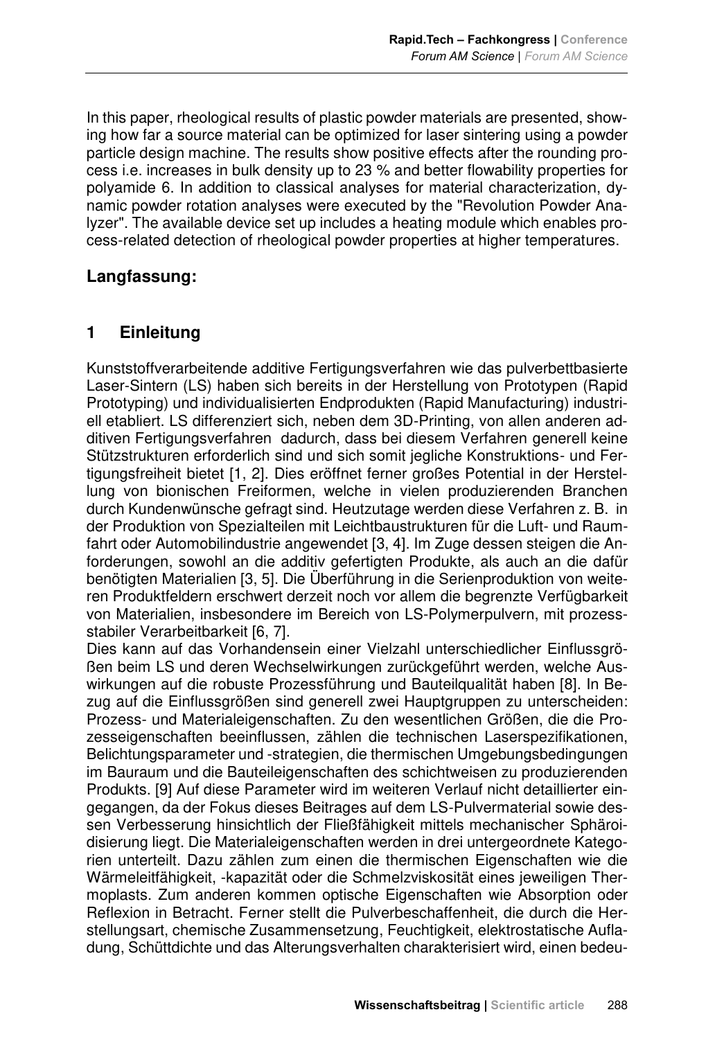In this paper, rheological results of plastic powder materials are presented, showing how far a source material can be optimized for laser sintering using a powder particle design machine. The results show positive effects after the rounding process i.e. increases in bulk density up to 23 % and better flowability properties for polyamide 6. In addition to classical analyses for material characterization, dynamic powder rotation analyses were executed by the "Revolution Powder Analyzer". The available device set up includes a heating module which enables process-related detection of rheological powder properties at higher temperatures.

## Langfassung:

## 1 Einleitung

Kunststoffverarbeitende additive Fertigungsverfahren wie das pulverbettbasierte Laser-Sintern (LS) haben sich bereits in der Herstellung von Prototypen (Rapid Prototyping) und individualisierten Endprodukten (Rapid Manufacturing) industriell etabliert. LS differenziert sich, neben dem 3D-Printing, von allen anderen additiven Fertigungsverfahren dadurch, dass bei diesem Verfahren generell keine Stützstrukturen erforderlich sind und sich somit jegliche Konstruktions- und Fertigungsfreiheit bietet [1, 2]. Dies eröffnet ferner großes Potential in der Herstellung von bionischen Freiformen, welche in vielen produzierenden Branchen durch Kundenwünsche gefragt sind. Heutzutage werden diese Verfahren z. B. in der Produktion von Spezialteilen mit Leichtbaustrukturen für die Luft- und Raumfahrt oder Automobilindustrie angewendet [3, 4]. Im Zuge dessen steigen die Anforderungen, sowohl an die additiv gefertigten Produkte, als auch an die dafür benötigten Materialien [3, 5]. Die Überführung in die Serienproduktion von weiteren Produktfeldern erschwert derzeit noch vor allem die begrenzte Verfügbarkeit von Materialien, insbesondere im Bereich von LS-Polymerpulvern, mit prozessstabiler Verarbeitbarkeit [6, 7].

Dies kann auf das Vorhandensein einer Vielzahl unterschiedlicher Einflussgrößen beim LS und deren Wechselwirkungen zurückgeführt werden, welche Auswirkungen auf die robuste Prozessführung und Bauteilqualität haben [8]. In Bezug auf die Einflussgrößen sind generell zwei Hauptgruppen zu unterscheiden: Prozess- und Materialeigenschaften. Zu den wesentlichen Größen, die die Prozesseigenschaften beeinflussen, zählen die technischen Laserspezifikationen, Belichtungsparameter und -strategien, die thermischen Umgebungsbedingungen im Bauraum und die Bauteileigenschaften des schichtweisen zu produzierenden Produkts. [9] Auf diese Parameter wird im weiteren Verlauf nicht detaillierter eingegangen, da der Fokus dieses Beitrages auf dem LS-Pulvermaterial sowie dessen Verbesserung hinsichtlich der Fließfähigkeit mittels mechanischer Sphäroidisierung liegt. Die Materialeigenschaften werden in drei untergeordnete Kategorien unterteilt. Dazu zählen zum einen die thermischen Eigenschaften wie die Wärmeleitfähigkeit, -kapazität oder die Schmelzviskosität eines jeweiligen Thermoplasts. Zum anderen kommen optische Eigenschaften wie Absorption oder Reflexion in Betracht. Ferner stellt die Pulverbeschaffenheit, die durch die Herstellungsart, chemische Zusammensetzung, Feuchtigkeit, elektrostatische Aufladung, Schüttdichte und das Alterungsverhalten charakterisiert wird, einen bedeu-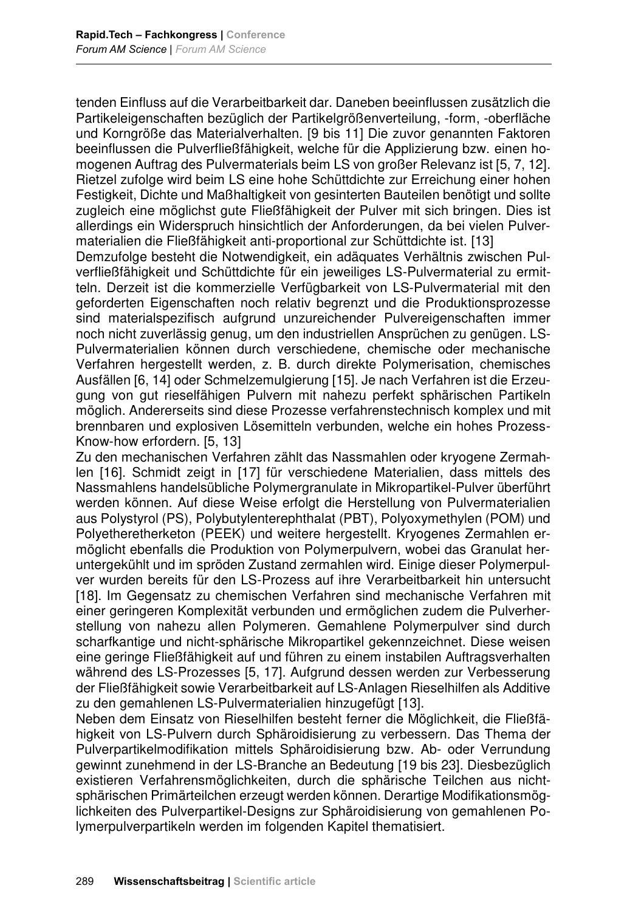tenden Einfluss auf die Verarbeitbarkeit dar. Daneben beeinflussen zusätzlich die Partikeleigenschaften bezüglich der Partikelgrößenverteilung, -form, -oberfläche und Korngröße das Materialverhalten. [9 bis 11] Die zuvor genannten Faktoren beeinflussen die Pulverfließfähigkeit, welche für die Applizierung bzw. einen homogenen Auftrag des Pulvermaterials beim LS von großer Relevanz ist [5, 7, 12]. Rietzel zufolge wird beim LS eine hohe Schüttdichte zur Erreichung einer hohen Festigkeit, Dichte und Maßhaltigkeit von gesinterten Bauteilen benötigt und sollte zugleich eine möglichst gute Fließfähigkeit der Pulver mit sich bringen. Dies ist allerdings ein Widerspruch hinsichtlich der Anforderungen, da bei vielen Pulvermaterialien die Fließfähigkeit anti-proportional zur Schüttdichte ist. [13]

Demzufolge besteht die Notwendigkeit, ein adäquates Verhältnis zwischen Pulverfließfähigkeit und Schüttdichte für ein jeweiliges LS-Pulvermaterial zu ermitteln. Derzeit ist die kommerzielle Verfügbarkeit von LS-Pulvermaterial mit den geforderten Eigenschaften noch relativ begrenzt und die Produktionsprozesse sind materialspezifisch aufgrund unzureichender Pulvereigenschaften immer noch nicht zuverlässig genug, um den industriellen Ansprüchen zu genügen. LS-Pulvermaterialien können durch verschiedene, chemische oder mechanische Verfahren hergestellt werden, z. B. durch direkte Polymerisation, chemisches Ausfällen [6, 14] oder Schmelzemulgierung [15]. Je nach Verfahren ist die Erzeugung von gut rieselfähigen Pulvern mit nahezu perfekt sphärischen Partikeln möglich. Andererseits sind diese Prozesse verfahrenstechnisch komplex und mit brennbaren und explosiven Lösemitteln verbunden, welche ein hohes Prozess-Know-how erfordern. [5, 13]

Zu den mechanischen Verfahren zählt das Nassmahlen oder kryogene Zermahlen [16]. Schmidt zeigt in [17] für verschiedene Materialien, dass mittels des Nassmahlens handelsübliche Polymergranulate in Mikropartikel-Pulver überführt werden können. Auf diese Weise erfolgt die Herstellung von Pulvermaterialien aus Polystyrol (PS), Polybutylenterephthalat (PBT), Polyoxymethylen (POM) und Polyetheretherketon (PEEK) und weitere hergestellt. Kryogenes Zermahlen ermöglicht ebenfalls die Produktion von Polymerpulvern, wobei das Granulat heruntergekühlt und im spröden Zustand zermahlen wird. Einige dieser Polymerpulver wurden bereits für den LS-Prozess auf ihre Verarbeitbarkeit hin untersucht [18]. Im Gegensatz zu chemischen Verfahren sind mechanische Verfahren mit einer geringeren Komplexität verbunden und ermöglichen zudem die Pulverherstellung von nahezu allen Polymeren. Gemahlene Polymerpulver sind durch scharfkantige und nicht-sphärische Mikropartikel gekennzeichnet. Diese weisen eine geringe Fließfähigkeit auf und führen zu einem instabilen Auftragsverhalten während des LS-Prozesses [5, 17]. Aufgrund dessen werden zur Verbesserung der Fließfähigkeit sowie Verarbeitbarkeit auf LS-Anlagen Rieselhilfen als Additive zu den gemahlenen LS-Pulvermaterialien hinzugefügt [13].

Neben dem Einsatz von Rieselhilfen besteht ferner die Möglichkeit, die Fließfähigkeit von LS-Pulvern durch Sphäroidisierung zu verbessern. Das Thema der Pulverpartikelmodifikation mittels Sphäroidisierung bzw. Ab- oder Verrundung gewinnt zunehmend in der LS-Branche an Bedeutung [19 bis 23]. Diesbezüglich existieren Verfahrensmöglichkeiten, durch die sphärische Teilchen aus nicht-sphärischen Primärteilchen erzeugt werden können. Derartige Modifikationsmöglichkeiten des Pulverpartikel-Designs zur Sphäroidisierung von gemahlenen Polymerpulverpartikeln werden im folgenden Kapitel thematisiert.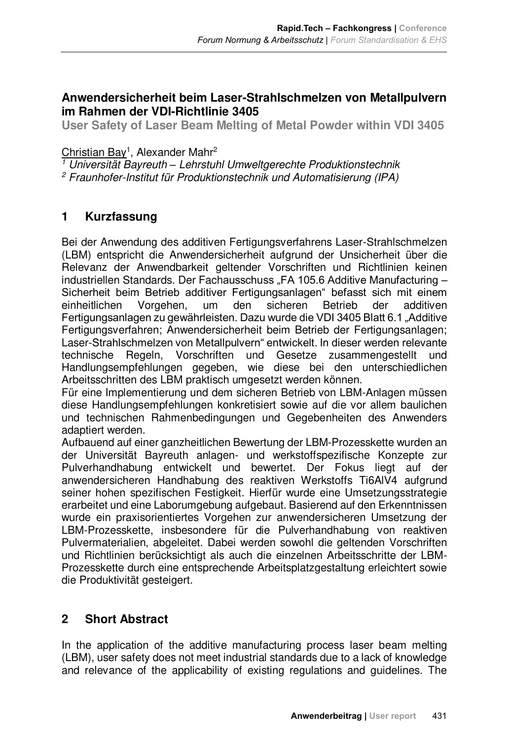# Anwendersicherheit beim Laser-Strahlschmelzen von Metallpulvern im Rahmen der VDI-Richtlinie 3405

**User Safety of Laser Beam Melting of Metal Powder within VDI 3405**

Christian Bay[1], Alexander Mahr[2]

[1] *Universität Bayreuth – Lehrstuhl Umweltgerechte Produktionstechnik*

[2] *Fraunhofer-Institut für Produktionstechnik und Automatisierung (IPA)*

## 1 Kurzfassung

Bei der Anwendung des additiven Fertigungsverfahrens Laser-Strahlschmelzen (LBM) entspricht die Anwendersicherheit aufgrund der Unsicherheit über die Relevanz der Anwendbarkeit geltender Vorschriften und Richtlinien keinen industriellen Standards. Der Fachausschuss „FA 105.6 Additive Manufacturing – Sicherheit beim Betrieb additiver Fertigungsanlagen“ befasst sich mit einem einheitlichen Vorgehen, um den sicheren Betrieb der additiven Fertigungsanlagen zu gewährleisten. Dazu wurde die VDI 3405 Blatt 6.1 „Additive Fertigungsverfahren; Anwendersicherheit beim Betrieb der Fertigungsanlagen; Laser-Strahlschmelzen von Metallpulvern“ entwickelt. In dieser werden relevante technische Regeln, Vorschriften und Gesetze zusammengestellt und Handlungsempfehlungen gegeben, wie diese bei den unterschiedlichen Arbeitsschritten des LBM praktisch umgesetzt werden können.
Für eine Implementierung und dem sicheren Betrieb von LBM-Anlagen müssen diese Handlungsempfehlungen konkretisiert sowie auf die vor allem baulichen und technischen Rahmenbedingungen und Gegebenheiten des Anwenders adaptiert werden.
Aufbauend auf einer ganzheitlichen Bewertung der LBM-Prozesskette wurden an der Universität Bayreuth anlagen- und werkstoffspezifische Konzepte zur Pulverhandhabung entwickelt und bewertet. Der Fokus liegt auf der anwendersicheren Handhabung des reaktiven Werkstoffs Ti6AlV4 aufgrund seiner hohen spezifischen Festigkeit. Hierfür wurde eine Umsetzungsstrategie erarbeitet und eine Laborumgebung aufgebaut. Basierend auf den Erkenntnissen wurde ein praxisorientiertes Vorgehen zur anwendersicheren Umsetzung der LBM-Prozesskette, insbesondere für die Pulverhandhabung von reaktiven Pulvermaterialien, abgeleitet. Dabei werden sowohl die geltenden Vorschriften und Richtlinien berücksichtigt als auch die einzelnen Arbeitsschritte der LBM-Prozesskette durch eine entsprechende Arbeitsplatzgestaltung erleichtert sowie die Produktivität gesteigert.

## 2 Short Abstract

In the application of the additive manufacturing process laser beam melting (LBM), user safety does not meet industrial standards due to a lack of knowledge and relevance of the applicability of existing regulations and guidelines. The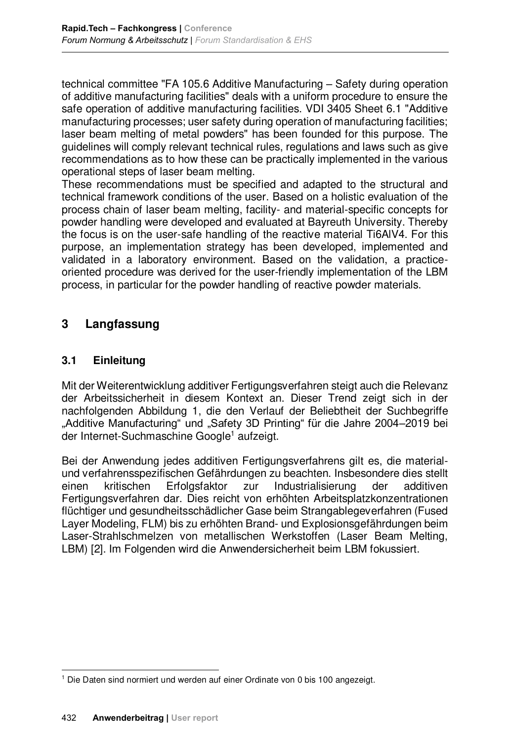technical committee "FA 105.6 Additive Manufacturing – Safety during operation of additive manufacturing facilities" deals with a uniform procedure to ensure the safe operation of additive manufacturing facilities. VDI 3405 Sheet 6.1 "Additive manufacturing processes; user safety during operation of manufacturing facilities; laser beam melting of metal powders" has been founded for this purpose. The guidelines will comply relevant technical rules, regulations and laws such as give recommendations as to how these can be practically implemented in the various operational steps of laser beam melting.
These recommendations must be specified and adapted to the structural and technical framework conditions of the user. Based on a holistic evaluation of the process chain of laser beam melting, facility- and material-specific concepts for powder handling were developed and evaluated at Bayreuth University. Thereby the focus is on the user-safe handling of the reactive material Ti6AlV4. For this purpose, an implementation strategy has been developed, implemented and validated in a laboratory environment. Based on the validation, a practice-oriented procedure was derived for the user-friendly implementation of the LBM process, in particular for the powder handling of reactive powder materials.

## 3 Langfassung

### 3.1 Einleitung

Mit der Weiterentwicklung additiver Fertigungsverfahren steigt auch die Relevanz der Arbeitssicherheit in diesem Kontext an. Dieser Trend zeigt sich in der nachfolgenden Abbildung 1, die den Verlauf der Beliebtheit der Suchbegriffe „Additive Manufacturing“ und „Safety 3D Printing“ für die Jahre 2004–2019 bei der Internet-Suchmaschine Google[1] aufzeigt.

Bei der Anwendung jedes additiven Fertigungsverfahrens gilt es, die material- und verfahrensspezifischen Gefährdungen zu beachten. Insbesondere dies stellt einen kritischen Erfolgsfaktor zur Industrialisierung der additiven Fertigungsverfahren dar. Dies reicht von erhöhten Arbeitsplatzkonzentrationen flüchtiger und gesundheitsschädlicher Gase beim Strangablegeverfahren (Fused Layer Modeling, FLM) bis zu erhöhten Brand- und Explosionsgefährdungen beim Laser-Strahlschmelzen von metallischen Werkstoffen (Laser Beam Melting, LBM) [2]. Im Folgenden wird die Anwendersicherheit beim LBM fokussiert.

[1] Die Daten sind normiert und werden auf einer Ordinate von 0 bis 100 angezeigt.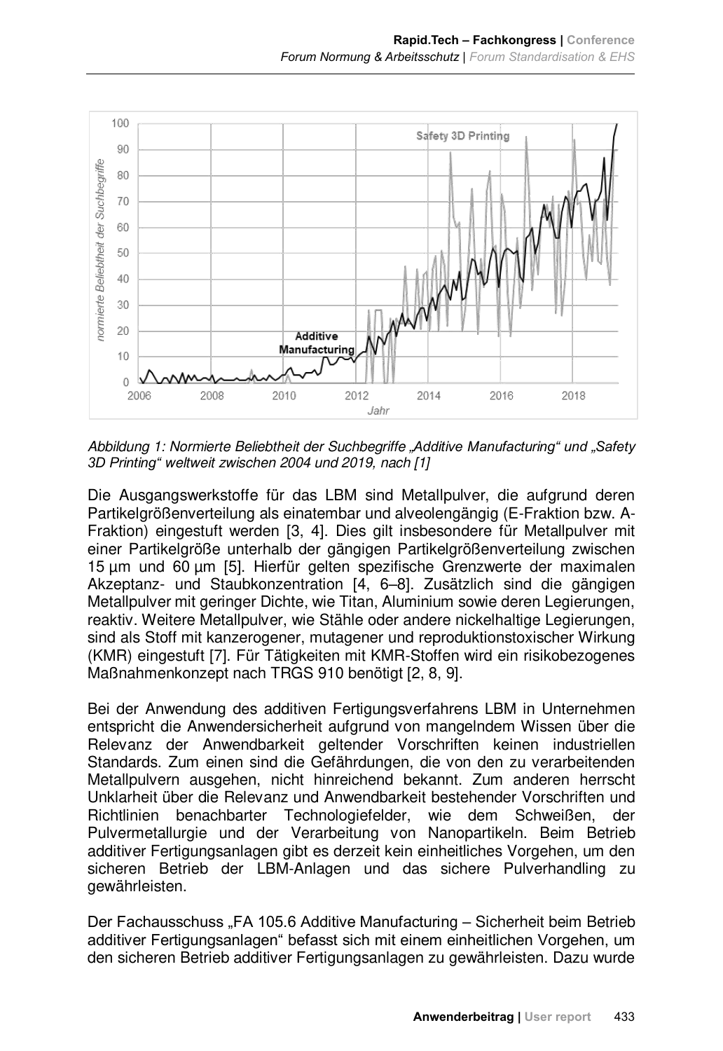100
90
80
70
60
50
40
30
20
10
0

2006
2008
2010
2012
2014
2016
2018

normierte Beliebtheit der Suchbegriffe

Jahr

Safety 3D Printing

Additive Manufacturing

*Abbildung 1: Normierte Beliebtheit der Suchbegriffe „Additive Manufacturing“ und „Safety 3D Printing“ weltweit zwischen 2004 und 2019, nach [1]*

Die Ausgangswerkstoffe für das LBM sind Metallpulver, die aufgrund deren Partikelgrößenverteilung als einatembar und alveolengängig (E-Fraktion bzw. A-Fraktion) eingestuft werden [3, 4]. Dies gilt insbesondere für Metallpulver mit einer Partikelgröße unterhalb der gängigen Partikelgrößenverteilung zwischen 15 µm und 60 µm [5]. Hierfür gelten spezifische Grenzwerte der maximalen Akzeptanz- und Staubkonzentration [4, 6–8]. Zusätzlich sind die gängigen Metallpulver mit geringer Dichte, wie Titan, Aluminium sowie deren Legierungen, reaktiv. Weitere Metallpulver, wie Stähle oder andere nickelhaltige Legierungen, sind als Stoff mit kanzerogener, mutagener und reproduktionstoxischer Wirkung (KMR) eingestuft [7]. Für Tätigkeiten mit KMR-Stoffen wird ein risikobezogenes Maßnahmenkonzept nach TRGS 910 benötigt [2, 8, 9].

Bei der Anwendung des additiven Fertigungsverfahrens LBM in Unternehmen entspricht die Anwendersicherheit aufgrund von mangelndem Wissen über die Relevanz der Anwendbarkeit geltender Vorschriften keinen industriellen Standards. Zum einen sind die Gefährdungen, die von den zu verarbeitenden Metallpulvern ausgehen, nicht hinreichend bekannt. Zum anderen herrscht Unklarheit über die Relevanz und Anwendbarkeit bestehender Vorschriften und Richtlinien benachbarter Technologiefelder, wie dem Schweißen, der Pulvermetallurgie und der Verarbeitung von Nanopartikeln. Beim Betrieb additiver Fertigungsanlagen gibt es derzeit kein einheitliches Vorgehen, um den sicheren Betrieb der LBM-Anlagen und das sichere Pulverhandling zu gewährleisten.

Der Fachausschuss „FA 105.6 Additive Manufacturing – Sicherheit beim Betrieb additiver Fertigungsanlagen“ befasst sich mit einem einheitlichen Vorgehen, um den sicheren Betrieb additiver Fertigungsanlagen zu gewährleisten. Dazu wurde